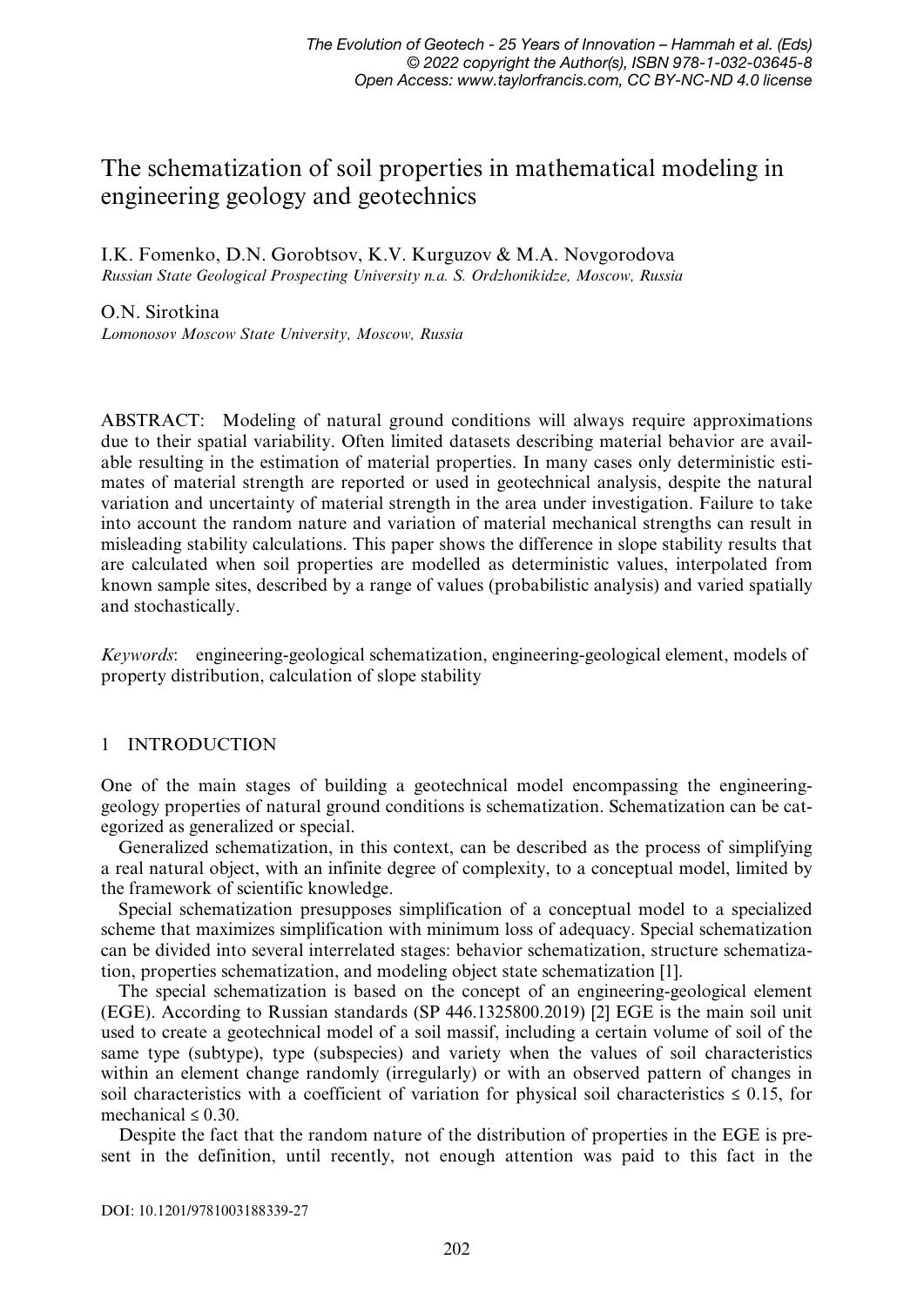# The schematization of soil properties in mathematical modeling in engineering geology and geotechnics

I.K. Fomenko, D.N. Gorobtsov, K.V. Kurguzov & M.A. Novgorodova
*Russian State Geological Prospecting University n.a. S. Ordzhonikidze, Moscow, Russia*

O.N. Sirotkina
*Lomonosov Moscow State University, Moscow, Russia*

ABSTRACT: Modeling of natural ground conditions will always require approximations due to their spatial variability. Often limited datasets describing material behavior are available resulting in the estimation of material properties. In many cases only deterministic estimates of material strength are reported or used in geotechnical analysis, despite the natural variation and uncertainty of material strength in the area under investigation. Failure to take into account the random nature and variation of material mechanical strengths can result in misleading stability calculations. This paper shows the difference in slope stability results that are calculated when soil properties are modelled as deterministic values, interpolated from known sample sites, described by a range of values (probabilistic analysis) and varied spatially and stochastically.

*Keywords*: engineering-geological schematization, engineering-geological element, models of property distribution, calculation of slope stability

## 1 INTRODUCTION

One of the main stages of building a geotechnical model encompassing the engineering-geology properties of natural ground conditions is schematization. Schematization can be categorized as generalized or special.

Generalized schematization, in this context, can be described as the process of simplifying a real natural object, with an infinite degree of complexity, to a conceptual model, limited by the framework of scientific knowledge.

Special schematization presupposes simplification of a conceptual model to a specialized scheme that maximizes simplification with minimum loss of adequacy. Special schematization can be divided into several interrelated stages: behavior schematization, structure schematization, properties schematization, and modeling object state schematization [1].

The special schematization is based on the concept of an engineering-geological element (EGE). According to Russian standards (SP 446.1325800.2019) [2] EGE is the main soil unit used to create a geotechnical model of a soil massif, including a certain volume of soil of the same type (subtype), type (subspecies) and variety when the values of soil characteristics within an element change randomly (irregularly) or with an observed pattern of changes in soil characteristics with a coefficient of variation for physical soil characteristics $\leq 0.15$, for mechanical $\leq 0.30$.

Despite the fact that the random nature of the distribution of properties in the EGE is present in the definition, until recently, not enough attention was paid to this fact in the

DOI: 10.1201/9781003188339-27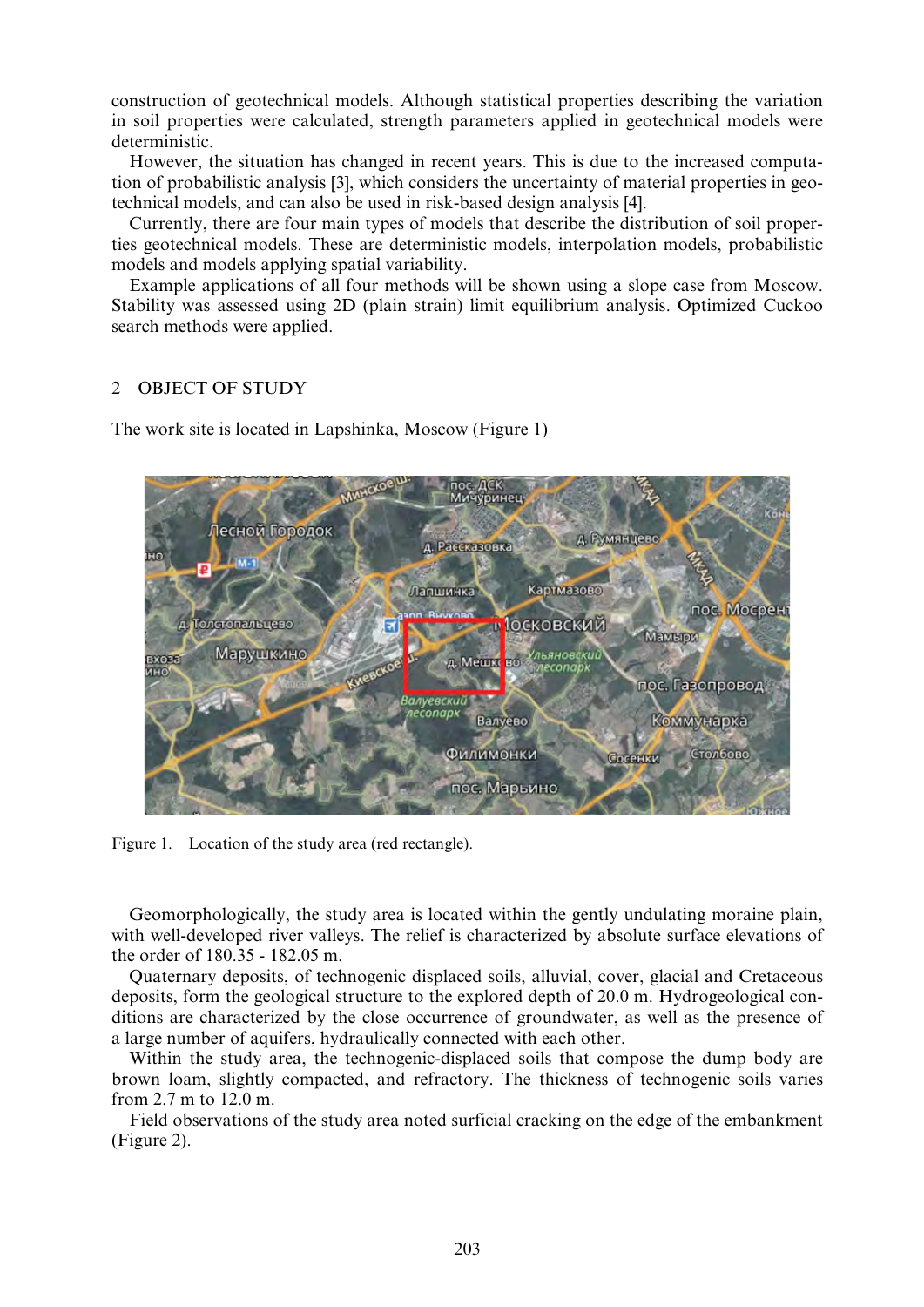construction of geotechnical models. Although statistical properties describing the variation in soil properties were calculated, strength parameters applied in geotechnical models were deterministic.

However, the situation has changed in recent years. This is due to the increased computation of probabilistic analysis [3], which considers the uncertainty of material properties in geotechnical models, and can also be used in risk-based design analysis [4].

Currently, there are four main types of models that describe the distribution of soil properties geotechnical models. These are deterministic models, interpolation models, probabilistic models and models applying spatial variability.

Example applications of all four methods will be shown using a slope case from Moscow. Stability was assessed using 2D (plain strain) limit equilibrium analysis. Optimized Cuckoo search methods were applied.

## 2 OBJECT OF STUDY

The work site is located in Lapshinka, Moscow (Figure 1)

Figure 1. Location of the study area (red rectangle).

Geomorphologically, the study area is located within the gently undulating moraine plain, with well-developed river valleys. The relief is characterized by absolute surface elevations of the order of 180.35 - 182.05 m.

Quaternary deposits, of technogenic displaced soils, alluvial, cover, glacial and Cretaceous deposits, form the geological structure to the explored depth of 20.0 m. Hydrogeological conditions are characterized by the close occurrence of groundwater, as well as the presence of a large number of aquifers, hydraulically connected with each other.

Within the study area, the technogenic-displaced soils that compose the dump body are brown loam, slightly compacted, and refractory. The thickness of technogenic soils varies from 2.7 m to 12.0 m.

Field observations of the study area noted surficial cracking on the edge of the embankment (Figure 2).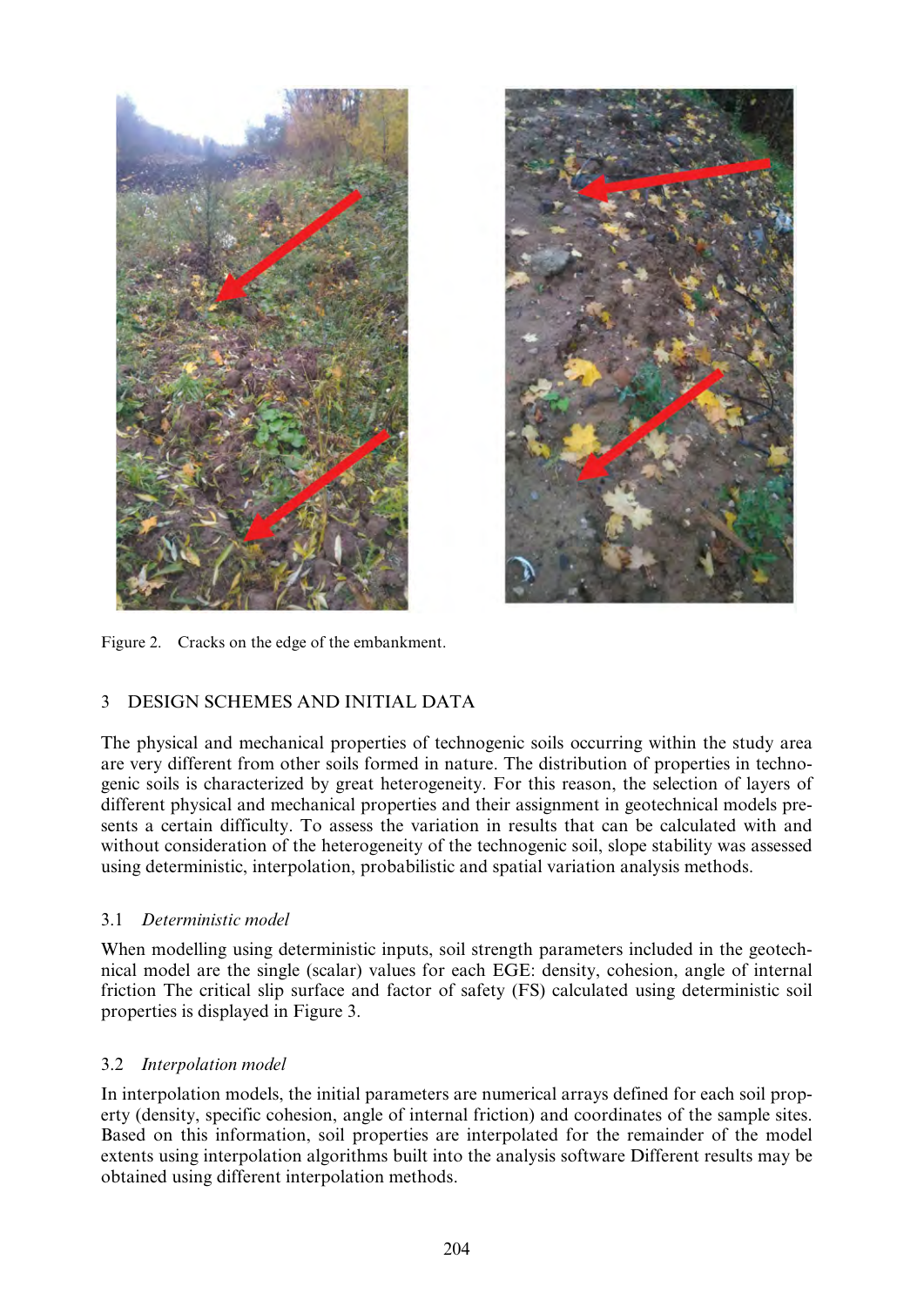Figure 2. Cracks on the edge of the embankment.

## 3 DESIGN SCHEMES AND INITIAL DATA

The physical and mechanical properties of technogenic soils occurring within the study area are very different from other soils formed in nature. The distribution of properties in technogenic soils is characterized by great heterogeneity. For this reason, the selection of layers of different physical and mechanical properties and their assignment in geotechnical models presents a certain difficulty. To assess the variation in results that can be calculated with and without consideration of the heterogeneity of the technogenic soil, slope stability was assessed using deterministic, interpolation, probabilistic and spatial variation analysis methods.

### 3.1 *Deterministic model*

When modelling using deterministic inputs, soil strength parameters included in the geotechnical model are the single (scalar) values for each EGE: density, cohesion, angle of internal friction The critical slip surface and factor of safety (FS) calculated using deterministic soil properties is displayed in Figure 3.

### 3.2 *Interpolation model*

In interpolation models, the initial parameters are numerical arrays defined for each soil property (density, specific cohesion, angle of internal friction) and coordinates of the sample sites. Based on this information, soil properties are interpolated for the remainder of the model extents using interpolation algorithms built into the analysis software Different results may be obtained using different interpolation methods.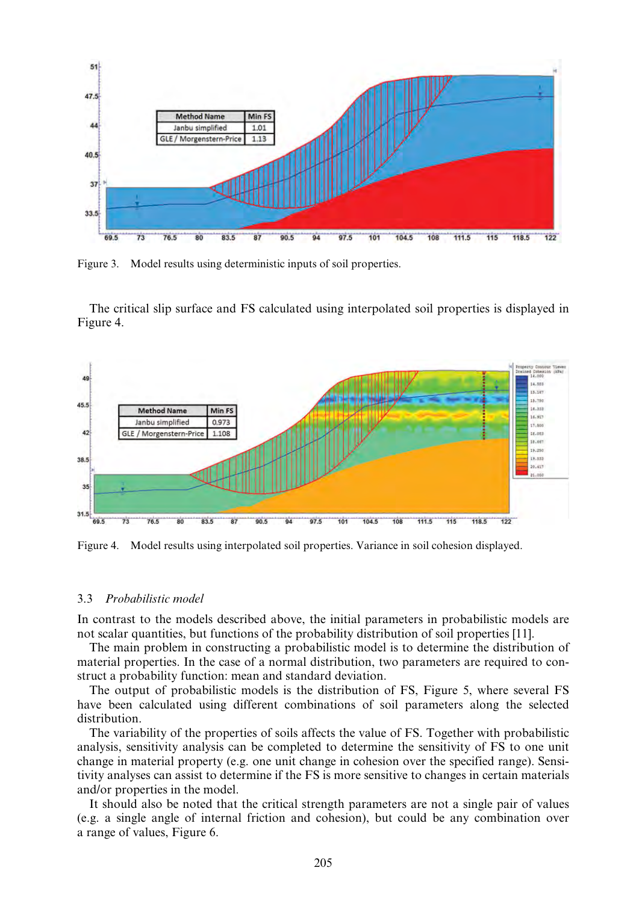Figure 3. Model results using deterministic inputs of soil properties.

The critical slip surface and FS calculated using interpolated soil properties is displayed in Figure 4.

Figure 4. Model results using interpolated soil properties. Variance in soil cohesion displayed.

### 3.3 *Probabilistic model*

In contrast to the models described above, the initial parameters in probabilistic models are not scalar quantities, but functions of the probability distribution of soil properties [11].

The main problem in constructing a probabilistic model is to determine the distribution of material properties. In the case of a normal distribution, two parameters are required to construct a probability function: mean and standard deviation.

The output of probabilistic models is the distribution of FS, Figure 5, where several FS have been calculated using different combinations of soil parameters along the selected distribution.

The variability of the properties of soils affects the value of FS. Together with probabilistic analysis, sensitivity analysis can be completed to determine the sensitivity of FS to one unit change in material property (e.g. one unit change in cohesion over the specified range). Sensitivity analyses can assist to determine if the FS is more sensitive to changes in certain materials and/or properties in the model.

It should also be noted that the critical strength parameters are not a single pair of values (e.g. a single angle of internal friction and cohesion), but could be any combination over a range of values, Figure 6.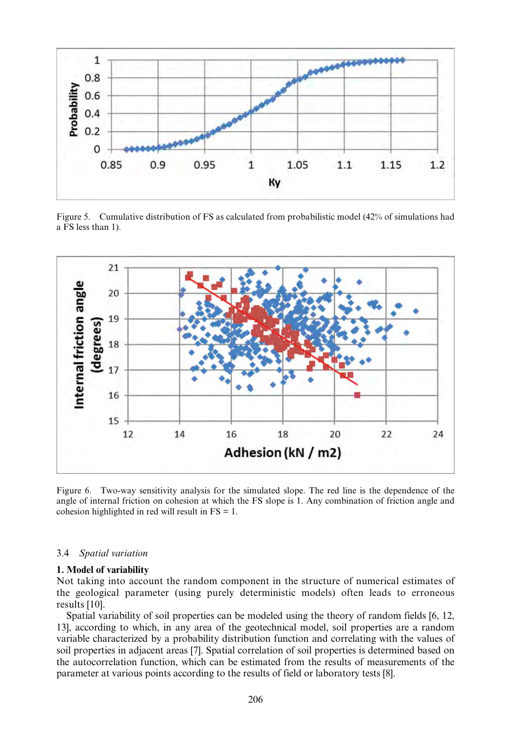Figure 5. Cumulative distribution of FS as calculated from probabilistic model (42% of simulations had a FS less than 1).

Figure 6. Two-way sensitivity analysis for the simulated slope. The red line is the dependence of the angle of internal friction on cohesion at which the FS slope is 1. Any combination of friction angle and cohesion highlighted in red will result in FS = 1.

### 3.4 *Spatial variation*

**1. Model of variability**

Not taking into account the random component in the structure of numerical estimates of the geological parameter (using purely deterministic models) often leads to erroneous results [10].

Spatial variability of soil properties can be modeled using the theory of random fields [6, 12, 13], according to which, in any area of the geotechnical model, soil properties are a random variable characterized by a probability distribution function and correlating with the values of soil properties in adjacent areas [7]. Spatial correlation of soil properties is determined based on the autocorrelation function, which can be estimated from the results of measurements of the parameter at various points according to the results of field or laboratory tests [8].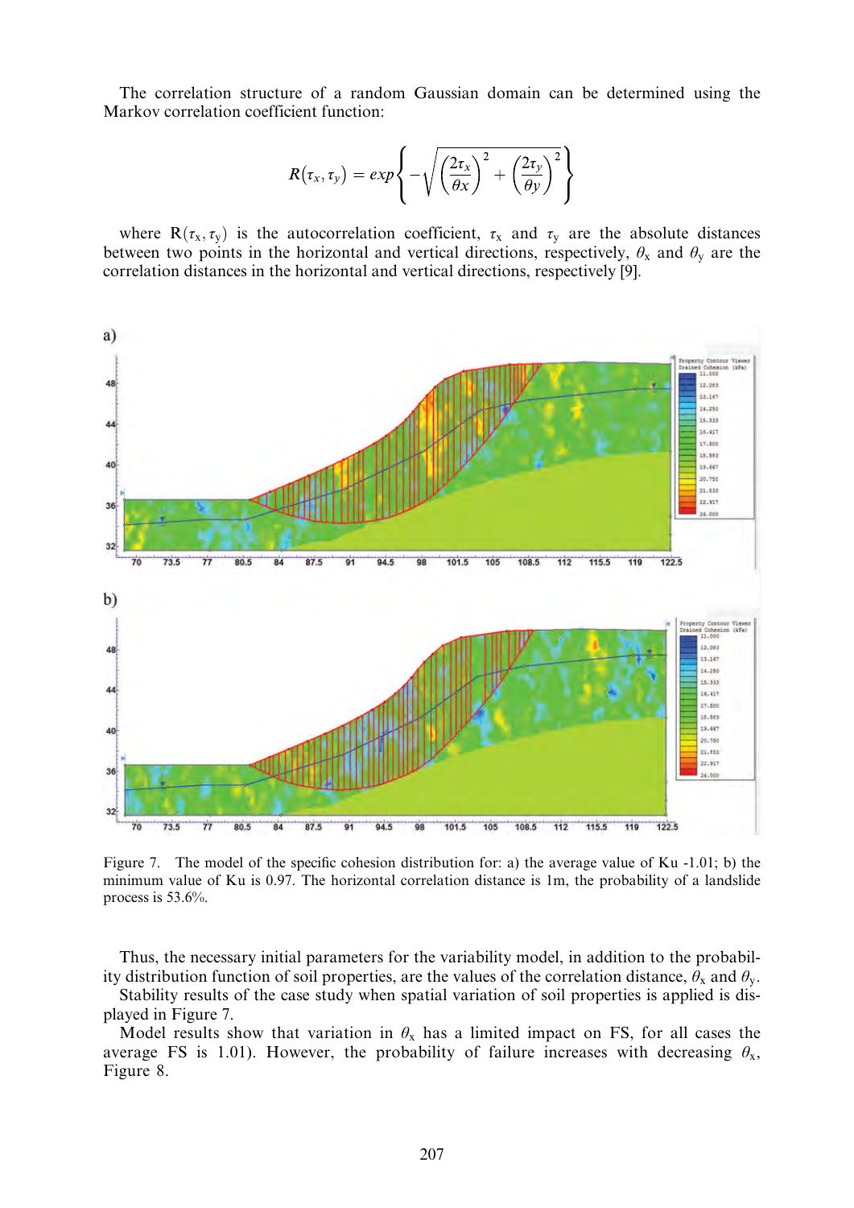The correlation structure of a random Gaussian domain can be determined using the Markov correlation coefficient function:

$$R(\tau_x, \tau_y) = exp\left\{-\sqrt{\left(\frac{2\tau_x}{\theta x}\right)^2 + \left(\frac{2\tau_y}{\theta y}\right)^2}\right\}$$

where $R(\tau_x, \tau_y)$ is the autocorrelation coefficient, $\tau_x$ and $\tau_y$ are the absolute distances between two points in the horizontal and vertical directions, respectively, $\theta_x$ and $\theta_y$ are the correlation distances in the horizontal and vertical directions, respectively [9].

Figure 7. The model of the specific cohesion distribution for: a) the average value of Ku -1.01; b) the minimum value of Ku is 0.97. The horizontal correlation distance is 1m, the probability of a landslide process is 53.6%.

Thus, the necessary initial parameters for the variability model, in addition to the probability distribution function of soil properties, are the values of the correlation distance, $\theta_x$ and $\theta_y$.

Stability results of the case study when spatial variation of soil properties is applied is displayed in Figure 7.

Model results show that variation in $\theta_x$ has a limited impact on FS, for all cases the average FS is 1.01). However, the probability of failure increases with decreasing $\theta_x$, Figure 8.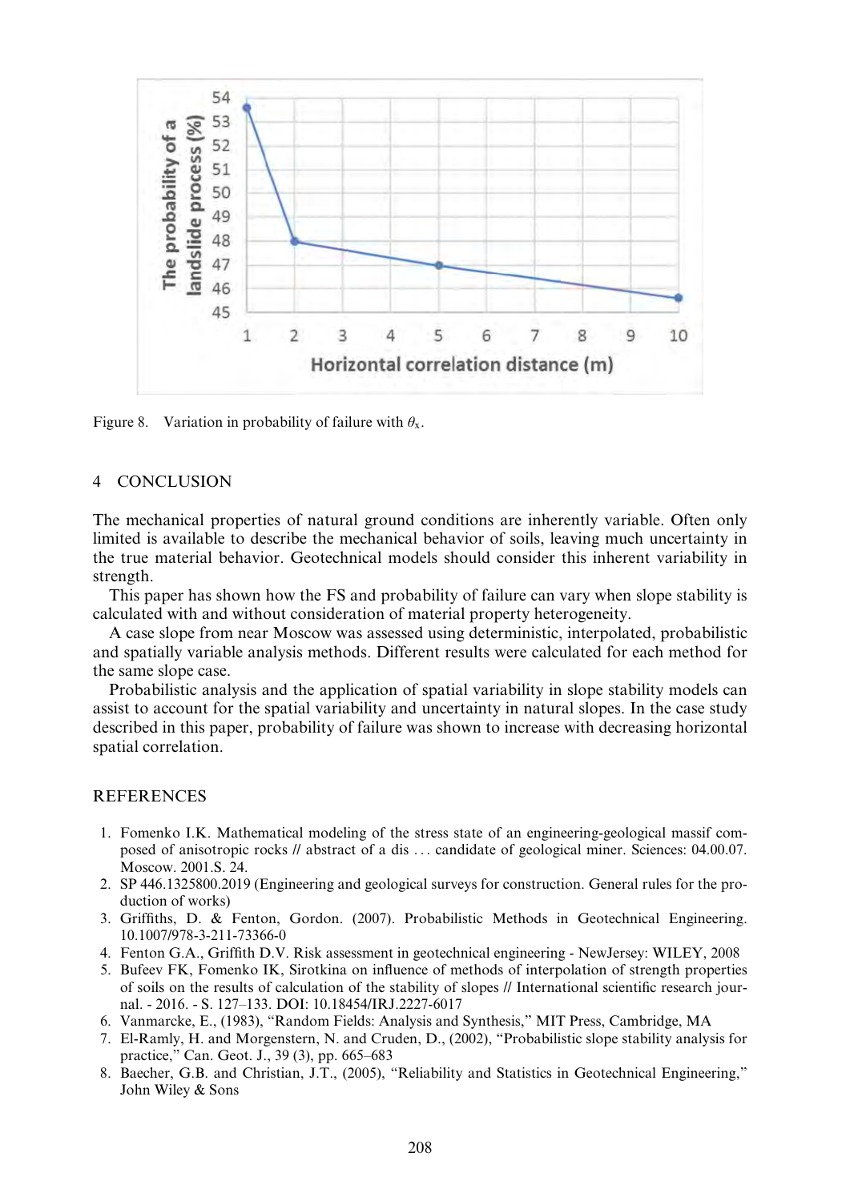Figure 8. Variation in probability of failure with $\theta_x$.

## 4 CONCLUSION

The mechanical properties of natural ground conditions are inherently variable. Often only limited is available to describe the mechanical behavior of soils, leaving much uncertainty in the true material behavior. Geotechnical models should consider this inherent variability in strength.

This paper has shown how the FS and probability of failure can vary when slope stability is calculated with and without consideration of material property heterogeneity.

A case slope from near Moscow was assessed using deterministic, interpolated, probabilistic and spatially variable analysis methods. Different results were calculated for each method for the same slope case.

Probabilistic analysis and the application of spatial variability in slope stability models can assist to account for the spatial variability and uncertainty in natural slopes. In the case study described in this paper, probability of failure was shown to increase with decreasing horizontal spatial correlation.

## REFERENCES

1. Fomenko I.K. Mathematical modeling of the stress state of an engineering-geological massif composed of anisotropic rocks // abstract of a dis ... candidate of geological miner. Sciences: 04.00.07. Moscow. 2001.S. 24.
2. SP 446.1325800.2019 (Engineering and geological surveys for construction. General rules for the production of works)
3. Griffiths, D. & Fenton, Gordon. (2007). Probabilistic Methods in Geotechnical Engineering. 10.1007/978-3-211-73366-0
4. Fenton G.A., Griffith D.V. Risk assessment in geotechnical engineering - NewJersey: WILEY, 2008
5. Bufeev FK, Fomenko IK, Sirotkina on influence of methods of interpolation of strength properties of soils on the results of calculation of the stability of slopes // International scientific research journal. - 2016. - S. 127–133. DOI: 10.18454/IRJ.2227-6017
6. Vanmarcke, E., (1983), "Random Fields: Analysis and Synthesis," MIT Press, Cambridge, MA
7. El-Ramly, H. and Morgenstern, N. and Cruden, D., (2002), "Probabilistic slope stability analysis for practice," Can. Geot. J., 39 (3), pp. 665–683
8. Baecher, G.B. and Christian, J.T., (2005), "Reliability and Statistics in Geotechnical Engineering," John Wiley & Sons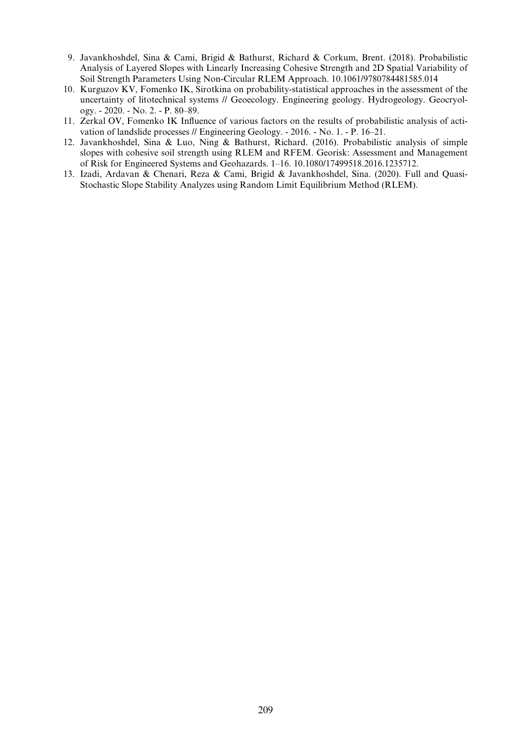9. Javankhoshdel, Sina & Cami, Brigid & Bathurst, Richard & Corkum, Brent. (2018). Probabilistic Analysis of Layered Slopes with Linearly Increasing Cohesive Strength and 2D Spatial Variability of Soil Strength Parameters Using Non-Circular RLEM Approach. 10.1061/9780784481585.014
10. Kurguzov KV, Fomenko IK, Sirotkina on probability-statistical approaches in the assessment of the uncertainty of litotechnical systems // Geoecology. Engineering geology. Hydrogeology. Geocryology. - 2020. - No. 2. - P. 80–89.
11. Zerkal OV, Fomenko IK Influence of various factors on the results of probabilistic analysis of activation of landslide processes // Engineering Geology. - 2016. - No. 1. - P. 16–21.
12. Javankhoshdel, Sina & Luo, Ning & Bathurst, Richard. (2016). Probabilistic analysis of simple slopes with cohesive soil strength using RLEM and RFEM. Georisk: Assessment and Management of Risk for Engineered Systems and Geohazards. 1–16. 10.1080/17499518.2016.1235712.
13. Izadi, Ardavan & Chenari, Reza & Cami, Brigid & Javankhoshdel, Sina. (2020). Full and Quasi-Stochastic Slope Stability Analyzes using Random Limit Equilibrium Method (RLEM).